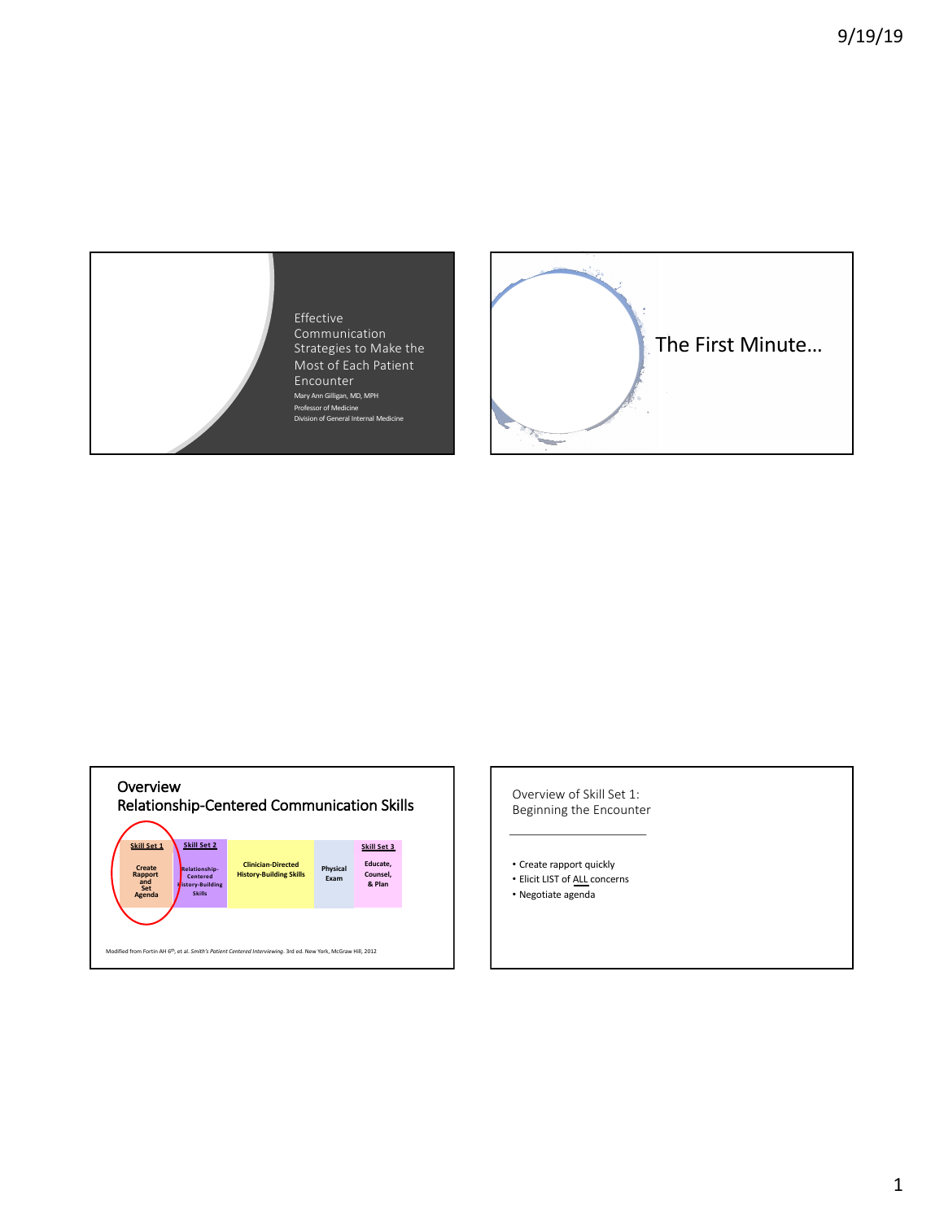# Effective Communication Strategies to Make the Most of Each Patient Encounter

Mary Ann Gilligan, MD, MPH
Professor of Medicine
Division of General Internal Medicine

---

# The First Minute…

---

## Overview
## Relationship-Centered Communication Skills

| Skill Set 1 | Skill Set 2 | | | Skill Set 3 |
|---|---|---|---|---|
| Create Rapport and Set Agenda | Relationship-Centered History-Building Skills | Clinician-Directed History-Building Skills | Physical Exam | Educate, Counsel, & Plan |

Modified from Fortin AH 6th, et al. *Smith's Patient Centered Interviewing*. 3rd ed. New York, McGraw Hill, 2012

---

## Overview of Skill Set 1: Beginning the Encounter

- Create rapport quickly
- Elicit LIST of ALL concerns
- Negotiate agenda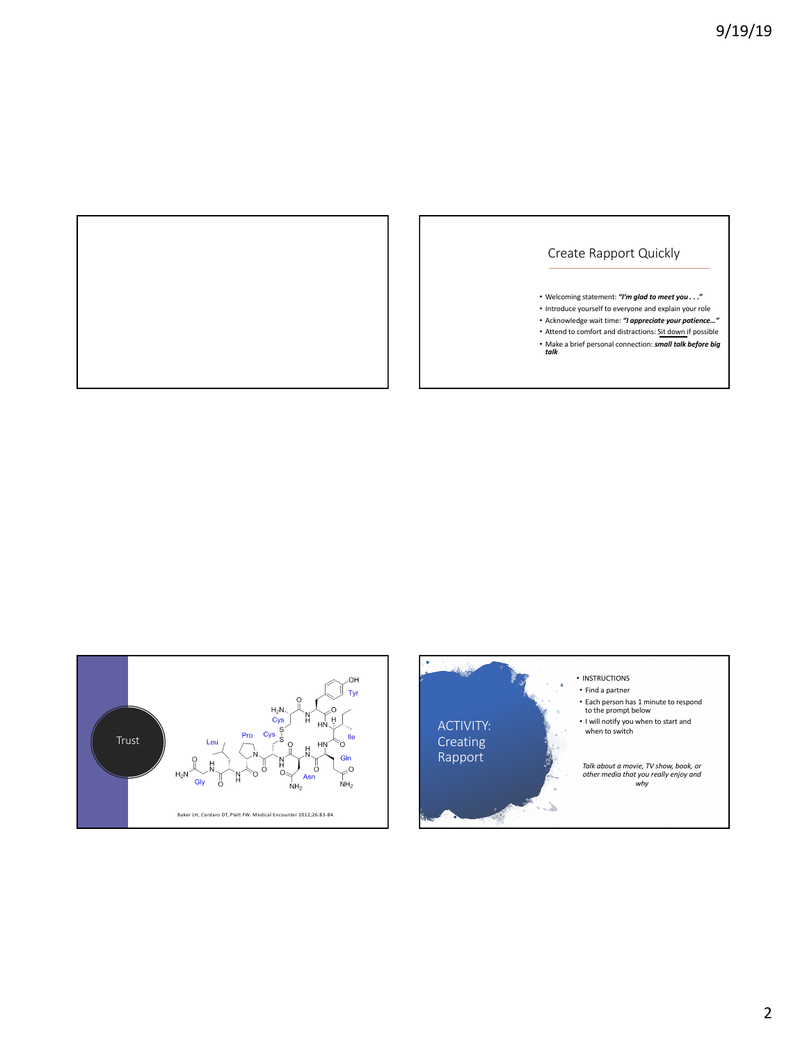## Create Rapport Quickly

- Welcoming statement: ***"I'm glad to meet you . . ."***
- Introduce yourself to everyone and explain your role
- Acknowledge wait time: ***"I appreciate your patience…"***
- Attend to comfort and distractions: Sit down if possible
- Make a brief personal connection: ***small talk before big talk***

## Trust

Baker LH, Cordaro DT, Platt FW. Medical Encounter 2012;26:83-84.

## ACTIVITY: Creating Rapport

- INSTRUCTIONS
  - Find a partner
  - Each person has 1 minute to respond to the prompt below
  - I will notify you when to start and when to switch

*Talk about a movie, TV show, book, or other media that you really enjoy and why*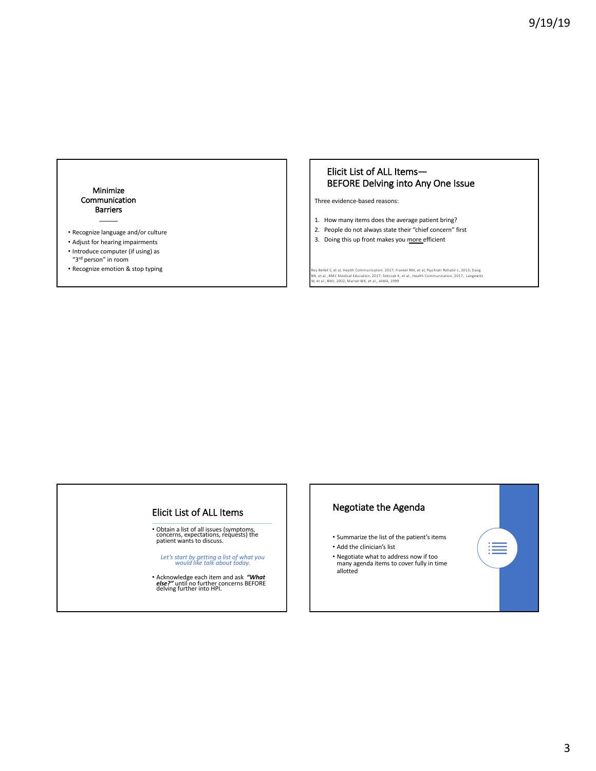## Minimize Communication Barriers

- Recognize language and/or culture
- Adjust for hearing impairments
- Introduce computer (if using) as "3rd person" in room
- Recognize emotion & stop typing

## Elicit List of ALL Items— BEFORE Delving into Any One Issue

Three evidence-based reasons:

1. How many items does the average patient bring?
2. People do not always state their "chief concern" first
3. Doing this up front makes you more efficient

Rey-Bellet S, et al, Health Communication. 2017; Frankel RM, et al, Psychiatr Rehabil J., 2013; Dang BN, et al., BMC Medical Education, 2017; Sobczak K, et al., Health Communication, 2017; Langewitz W, et al., BMJ, 2002; Marvel MK, et al., JAMA, 1999

## Elicit List of ALL Items

- Obtain a list of all issues (symptoms, concerns, expectations, requests) the patient wants to discuss.

*Let's start by getting a list of what you would like talk about today.*

- Acknowledge each item and ask ***"What else?"*** until no further concerns BEFORE delving further into HPI.

## Negotiate the Agenda

- Summarize the list of the patient's items
- Add the clinician's list
- Negotiate what to address now if too many agenda items to cover fully in time allotted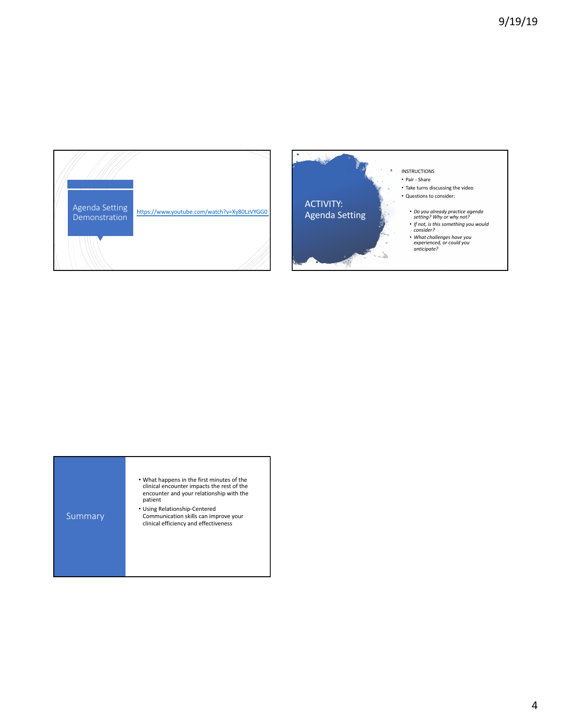## Agenda Setting Demonstration

https://www.youtube.com/watch?v=Xy80LzVYGG0

## ACTIVITY: Agenda Setting

INSTRUCTIONS

- Pair - Share
- Take turns discussing the video
- Questions to consider:
  - *Do you already practice agenda setting? Why or why not?*
  - *If not, is this something you would consider?*
  - *What challenges have you experienced, or could you anticipate?*

## Summary

- What happens in the first minutes of the clinical encounter impacts the rest of the encounter and your relationship with the patient
- Using Relationship-Centered Communication skills can improve your clinical efficiency and effectiveness